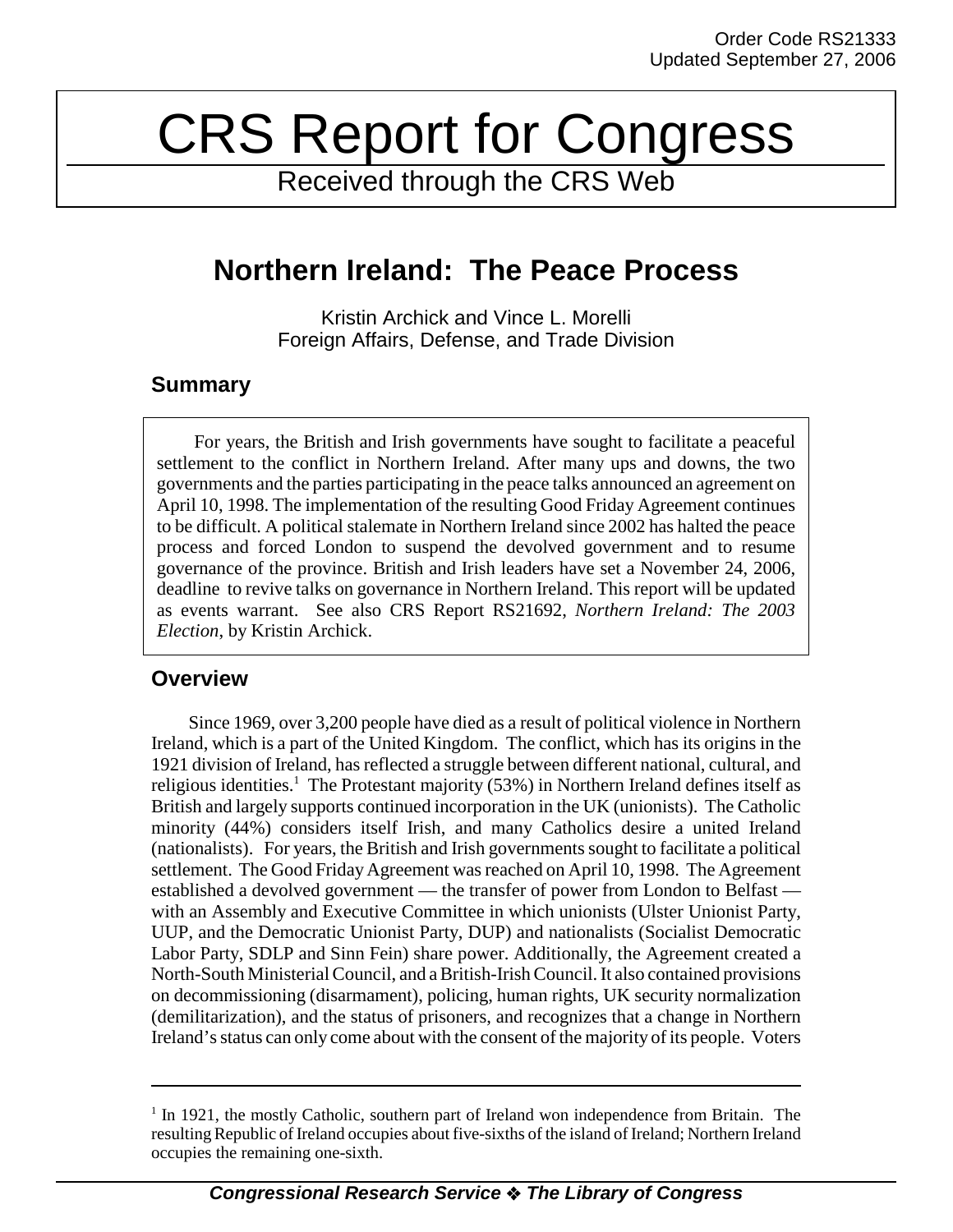Order Code RS21333
Updated September 27, 2006

# CRS Report for Congress

Received through the CRS Web

## Northern Ireland: The Peace Process

Kristin Archick and Vince L. Morelli
Foreign Affairs, Defense, and Trade Division

### Summary

For years, the British and Irish governments have sought to facilitate a peaceful settlement to the conflict in Northern Ireland. After many ups and downs, the two governments and the parties participating in the peace talks announced an agreement on April 10, 1998. The implementation of the resulting Good Friday Agreement continues to be difficult. A political stalemate in Northern Ireland since 2002 has halted the peace process and forced London to suspend the devolved government and to resume governance of the province. British and Irish leaders have set a November 24, 2006, deadline to revive talks on governance in Northern Ireland. This report will be updated as events warrant. See also CRS Report RS21692, *Northern Ireland: The 2003 Election*, by Kristin Archick.

### Overview

Since 1969, over 3,200 people have died as a result of political violence in Northern Ireland, which is a part of the United Kingdom. The conflict, which has its origins in the 1921 division of Ireland, has reflected a struggle between different national, cultural, and religious identities.[1] The Protestant majority (53%) in Northern Ireland defines itself as British and largely supports continued incorporation in the UK (unionists). The Catholic minority (44%) considers itself Irish, and many Catholics desire a united Ireland (nationalists). For years, the British and Irish governments sought to facilitate a political settlement. The Good Friday Agreement was reached on April 10, 1998. The Agreement established a devolved government — the transfer of power from London to Belfast — with an Assembly and Executive Committee in which unionists (Ulster Unionist Party, UUP, and the Democratic Unionist Party, DUP) and nationalists (Socialist Democratic Labor Party, SDLP and Sinn Fein) share power. Additionally, the Agreement created a North-South Ministerial Council, and a British-Irish Council. It also contained provisions on decommissioning (disarmament), policing, human rights, UK security normalization (demilitarization), and the status of prisoners, and recognizes that a change in Northern Ireland's status can only come about with the consent of the majority of its people. Voters

---

[1] In 1921, the mostly Catholic, southern part of Ireland won independence from Britain. The resulting Republic of Ireland occupies about five-sixths of the island of Ireland; Northern Ireland occupies the remaining one-sixth.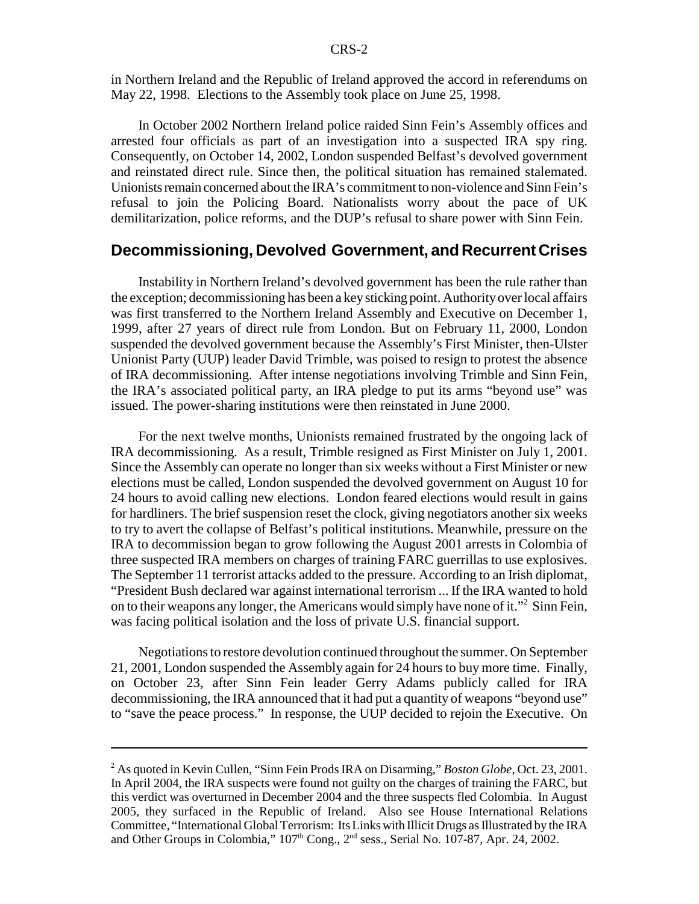in Northern Ireland and the Republic of Ireland approved the accord in referendums on May 22, 1998. Elections to the Assembly took place on June 25, 1998.

In October 2002 Northern Ireland police raided Sinn Fein's Assembly offices and arrested four officials as part of an investigation into a suspected IRA spy ring. Consequently, on October 14, 2002, London suspended Belfast's devolved government and reinstated direct rule. Since then, the political situation has remained stalemated. Unionists remain concerned about the IRA's commitment to non-violence and Sinn Fein's refusal to join the Policing Board. Nationalists worry about the pace of UK demilitarization, police reforms, and the DUP's refusal to share power with Sinn Fein.

## Decommissioning, Devolved Government, and Recurrent Crises

Instability in Northern Ireland's devolved government has been the rule rather than the exception; decommissioning has been a key sticking point. Authority over local affairs was first transferred to the Northern Ireland Assembly and Executive on December 1, 1999, after 27 years of direct rule from London. But on February 11, 2000, London suspended the devolved government because the Assembly's First Minister, then-Ulster Unionist Party (UUP) leader David Trimble, was poised to resign to protest the absence of IRA decommissioning. After intense negotiations involving Trimble and Sinn Fein, the IRA's associated political party, an IRA pledge to put its arms "beyond use" was issued. The power-sharing institutions were then reinstated in June 2000.

For the next twelve months, Unionists remained frustrated by the ongoing lack of IRA decommissioning. As a result, Trimble resigned as First Minister on July 1, 2001. Since the Assembly can operate no longer than six weeks without a First Minister or new elections must be called, London suspended the devolved government on August 10 for 24 hours to avoid calling new elections. London feared elections would result in gains for hardliners. The brief suspension reset the clock, giving negotiators another six weeks to try to avert the collapse of Belfast's political institutions. Meanwhile, pressure on the IRA to decommission began to grow following the August 2001 arrests in Colombia of three suspected IRA members on charges of training FARC guerrillas to use explosives. The September 11 terrorist attacks added to the pressure. According to an Irish diplomat, "President Bush declared war against international terrorism ... If the IRA wanted to hold on to their weapons any longer, the Americans would simply have none of it."[2] Sinn Fein, was facing political isolation and the loss of private U.S. financial support.

Negotiations to restore devolution continued throughout the summer. On September 21, 2001, London suspended the Assembly again for 24 hours to buy more time. Finally, on October 23, after Sinn Fein leader Gerry Adams publicly called for IRA decommissioning, the IRA announced that it had put a quantity of weapons "beyond use" to "save the peace process." In response, the UUP decided to rejoin the Executive. On

---

[2] As quoted in Kevin Cullen, "Sinn Fein Prods IRA on Disarming," *Boston Globe*, Oct. 23, 2001. In April 2004, the IRA suspects were found not guilty on the charges of training the FARC, but this verdict was overturned in December 2004 and the three suspects fled Colombia. In August 2005, they surfaced in the Republic of Ireland. Also see House International Relations Committee, "International Global Terrorism: Its Links with Illicit Drugs as Illustrated by the IRA and Other Groups in Colombia," 107th Cong., 2nd sess., Serial No. 107-87, Apr. 24, 2002.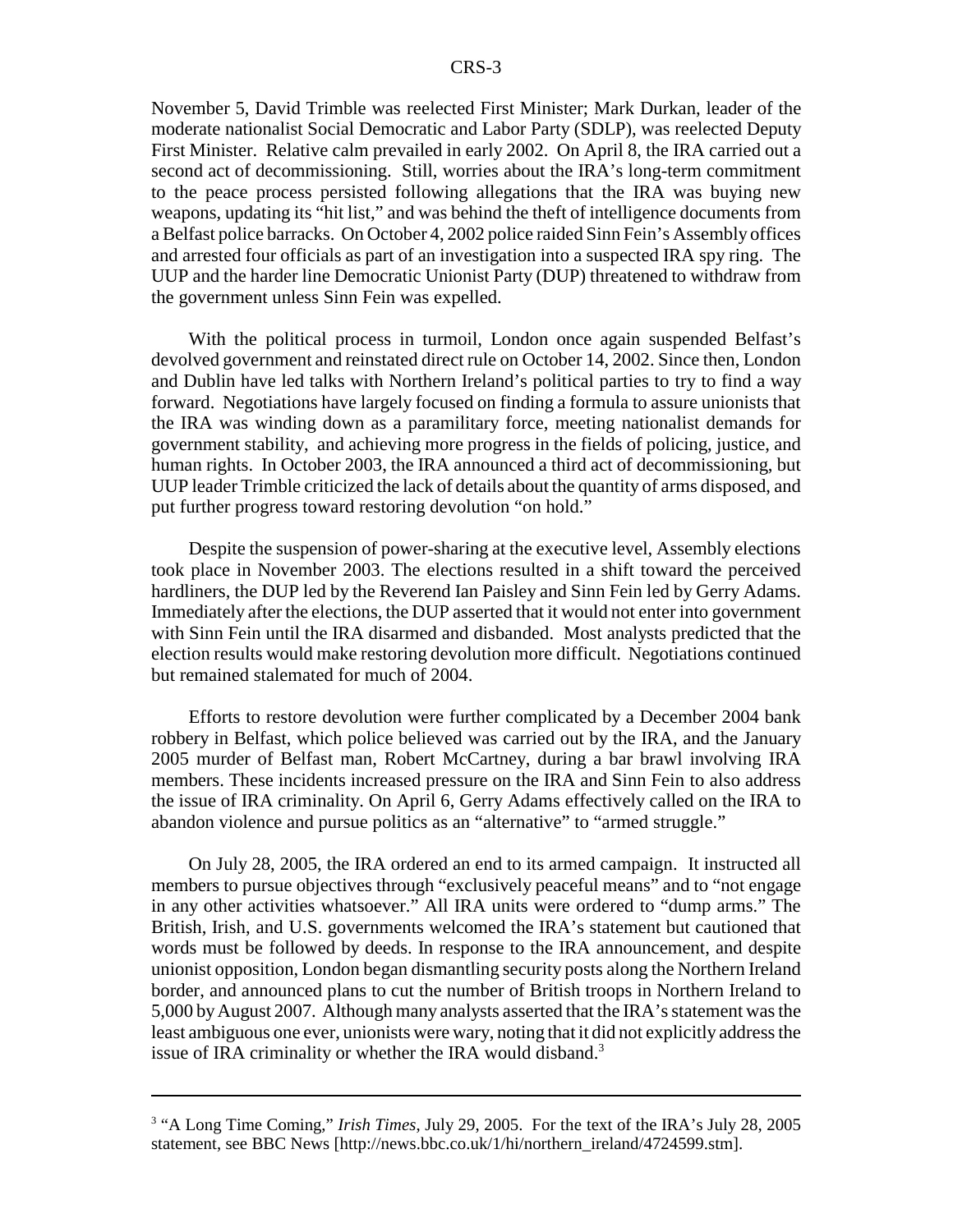November 5, David Trimble was reelected First Minister; Mark Durkan, leader of the moderate nationalist Social Democratic and Labor Party (SDLP), was reelected Deputy First Minister. Relative calm prevailed in early 2002. On April 8, the IRA carried out a second act of decommissioning. Still, worries about the IRA's long-term commitment to the peace process persisted following allegations that the IRA was buying new weapons, updating its "hit list," and was behind the theft of intelligence documents from a Belfast police barracks. On October 4, 2002 police raided Sinn Fein's Assembly offices and arrested four officials as part of an investigation into a suspected IRA spy ring. The UUP and the harder line Democratic Unionist Party (DUP) threatened to withdraw from the government unless Sinn Fein was expelled.

With the political process in turmoil, London once again suspended Belfast's devolved government and reinstated direct rule on October 14, 2002. Since then, London and Dublin have led talks with Northern Ireland's political parties to try to find a way forward. Negotiations have largely focused on finding a formula to assure unionists that the IRA was winding down as a paramilitary force, meeting nationalist demands for government stability, and achieving more progress in the fields of policing, justice, and human rights. In October 2003, the IRA announced a third act of decommissioning, but UUP leader Trimble criticized the lack of details about the quantity of arms disposed, and put further progress toward restoring devolution "on hold."

Despite the suspension of power-sharing at the executive level, Assembly elections took place in November 2003. The elections resulted in a shift toward the perceived hardliners, the DUP led by the Reverend Ian Paisley and Sinn Fein led by Gerry Adams. Immediately after the elections, the DUP asserted that it would not enter into government with Sinn Fein until the IRA disarmed and disbanded. Most analysts predicted that the election results would make restoring devolution more difficult. Negotiations continued but remained stalemated for much of 2004.

Efforts to restore devolution were further complicated by a December 2004 bank robbery in Belfast, which police believed was carried out by the IRA, and the January 2005 murder of Belfast man, Robert McCartney, during a bar brawl involving IRA members. These incidents increased pressure on the IRA and Sinn Fein to also address the issue of IRA criminality. On April 6, Gerry Adams effectively called on the IRA to abandon violence and pursue politics as an "alternative" to "armed struggle."

On July 28, 2005, the IRA ordered an end to its armed campaign. It instructed all members to pursue objectives through "exclusively peaceful means" and to "not engage in any other activities whatsoever." All IRA units were ordered to "dump arms." The British, Irish, and U.S. governments welcomed the IRA's statement but cautioned that words must be followed by deeds. In response to the IRA announcement, and despite unionist opposition, London began dismantling security posts along the Northern Ireland border, and announced plans to cut the number of British troops in Northern Ireland to 5,000 by August 2007. Although many analysts asserted that the IRA's statement was the least ambiguous one ever, unionists were wary, noting that it did not explicitly address the issue of IRA criminality or whether the IRA would disband.[3]

---

[3] "A Long Time Coming," *Irish Times*, July 29, 2005. For the text of the IRA's July 28, 2005 statement, see BBC News [http://news.bbc.co.uk/1/hi/northern_ireland/4724599.stm].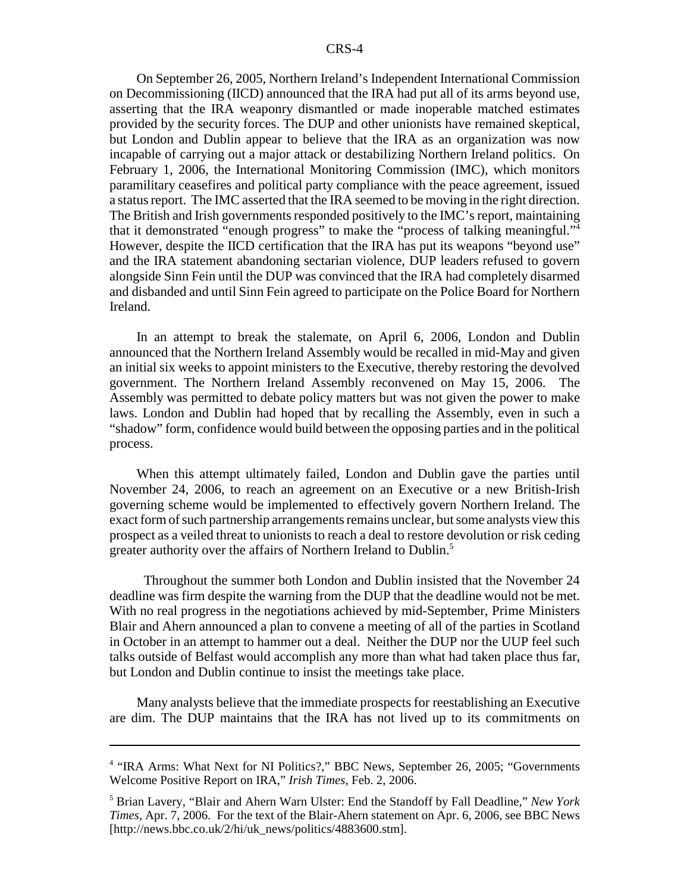On September 26, 2005, Northern Ireland's Independent International Commission on Decommissioning (IICD) announced that the IRA had put all of its arms beyond use, asserting that the IRA weaponry dismantled or made inoperable matched estimates provided by the security forces. The DUP and other unionists have remained skeptical, but London and Dublin appear to believe that the IRA as an organization was now incapable of carrying out a major attack or destabilizing Northern Ireland politics. On February 1, 2006, the International Monitoring Commission (IMC), which monitors paramilitary ceasefires and political party compliance with the peace agreement, issued a status report. The IMC asserted that the IRA seemed to be moving in the right direction. The British and Irish governments responded positively to the IMC's report, maintaining that it demonstrated "enough progress" to make the "process of talking meaningful."[4] However, despite the IICD certification that the IRA has put its weapons "beyond use" and the IRA statement abandoning sectarian violence, DUP leaders refused to govern alongside Sinn Fein until the DUP was convinced that the IRA had completely disarmed and disbanded and until Sinn Fein agreed to participate on the Police Board for Northern Ireland.

In an attempt to break the stalemate, on April 6, 2006, London and Dublin announced that the Northern Ireland Assembly would be recalled in mid-May and given an initial six weeks to appoint ministers to the Executive, thereby restoring the devolved government. The Northern Ireland Assembly reconvened on May 15, 2006. The Assembly was permitted to debate policy matters but was not given the power to make laws. London and Dublin had hoped that by recalling the Assembly, even in such a "shadow" form, confidence would build between the opposing parties and in the political process.

When this attempt ultimately failed, London and Dublin gave the parties until November 24, 2006, to reach an agreement on an Executive or a new British-Irish governing scheme would be implemented to effectively govern Northern Ireland. The exact form of such partnership arrangements remains unclear, but some analysts view this prospect as a veiled threat to unionists to reach a deal to restore devolution or risk ceding greater authority over the affairs of Northern Ireland to Dublin.[5]

Throughout the summer both London and Dublin insisted that the November 24 deadline was firm despite the warning from the DUP that the deadline would not be met. With no real progress in the negotiations achieved by mid-September, Prime Ministers Blair and Ahern announced a plan to convene a meeting of all of the parties in Scotland in October in an attempt to hammer out a deal. Neither the DUP nor the UUP feel such talks outside of Belfast would accomplish any more than what had taken place thus far, but London and Dublin continue to insist the meetings take place.

Many analysts believe that the immediate prospects for reestablishing an Executive are dim. The DUP maintains that the IRA has not lived up to its commitments on

---

[4] "IRA Arms: What Next for NI Politics?," BBC News, September 26, 2005; "Governments Welcome Positive Report on IRA," *Irish Times*, Feb. 2, 2006.

[5] Brian Lavery, "Blair and Ahern Warn Ulster: End the Standoff by Fall Deadline," *New York Times*, Apr. 7, 2006. For the text of the Blair-Ahern statement on Apr. 6, 2006, see BBC News [http://news.bbc.co.uk/2/hi/uk_news/politics/4883600.stm].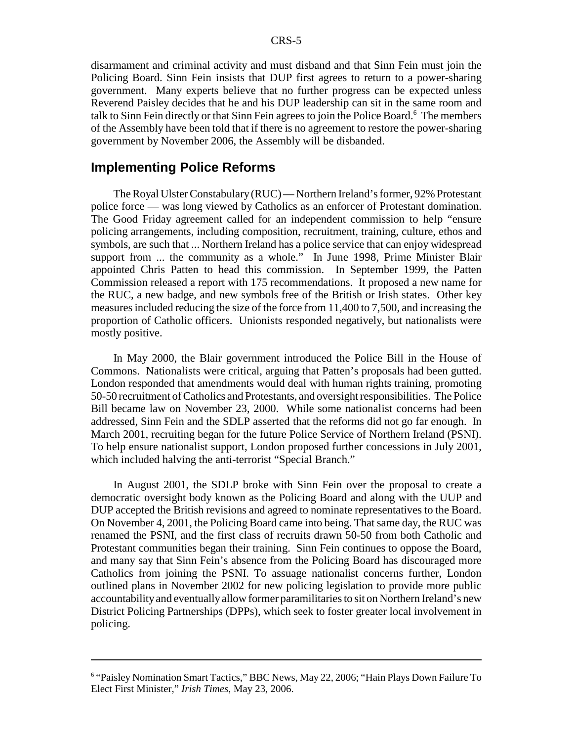disarmament and criminal activity and must disband and that Sinn Fein must join the Policing Board. Sinn Fein insists that DUP first agrees to return to a power-sharing government. Many experts believe that no further progress can be expected unless Reverend Paisley decides that he and his DUP leadership can sit in the same room and talk to Sinn Fein directly or that Sinn Fein agrees to join the Police Board.[6] The members of the Assembly have been told that if there is no agreement to restore the power-sharing government by November 2006, the Assembly will be disbanded.

## Implementing Police Reforms

The Royal Ulster Constabulary (RUC) — Northern Ireland's former, 92% Protestant police force — was long viewed by Catholics as an enforcer of Protestant domination. The Good Friday agreement called for an independent commission to help "ensure policing arrangements, including composition, recruitment, training, culture, ethos and symbols, are such that ... Northern Ireland has a police service that can enjoy widespread support from ... the community as a whole." In June 1998, Prime Minister Blair appointed Chris Patten to head this commission. In September 1999, the Patten Commission released a report with 175 recommendations. It proposed a new name for the RUC, a new badge, and new symbols free of the British or Irish states. Other key measures included reducing the size of the force from 11,400 to 7,500, and increasing the proportion of Catholic officers. Unionists responded negatively, but nationalists were mostly positive.

In May 2000, the Blair government introduced the Police Bill in the House of Commons. Nationalists were critical, arguing that Patten's proposals had been gutted. London responded that amendments would deal with human rights training, promoting 50-50 recruitment of Catholics and Protestants, and oversight responsibilities. The Police Bill became law on November 23, 2000. While some nationalist concerns had been addressed, Sinn Fein and the SDLP asserted that the reforms did not go far enough. In March 2001, recruiting began for the future Police Service of Northern Ireland (PSNI). To help ensure nationalist support, London proposed further concessions in July 2001, which included halving the anti-terrorist "Special Branch."

In August 2001, the SDLP broke with Sinn Fein over the proposal to create a democratic oversight body known as the Policing Board and along with the UUP and DUP accepted the British revisions and agreed to nominate representatives to the Board. On November 4, 2001, the Policing Board came into being. That same day, the RUC was renamed the PSNI, and the first class of recruits drawn 50-50 from both Catholic and Protestant communities began their training. Sinn Fein continues to oppose the Board, and many say that Sinn Fein's absence from the Policing Board has discouraged more Catholics from joining the PSNI. To assuage nationalist concerns further, London outlined plans in November 2002 for new policing legislation to provide more public accountability and eventually allow former paramilitaries to sit on Northern Ireland's new District Policing Partnerships (DPPs), which seek to foster greater local involvement in policing.

---

[6] "Paisley Nomination Smart Tactics," BBC News, May 22, 2006; "Hain Plays Down Failure To Elect First Minister," *Irish Times*, May 23, 2006.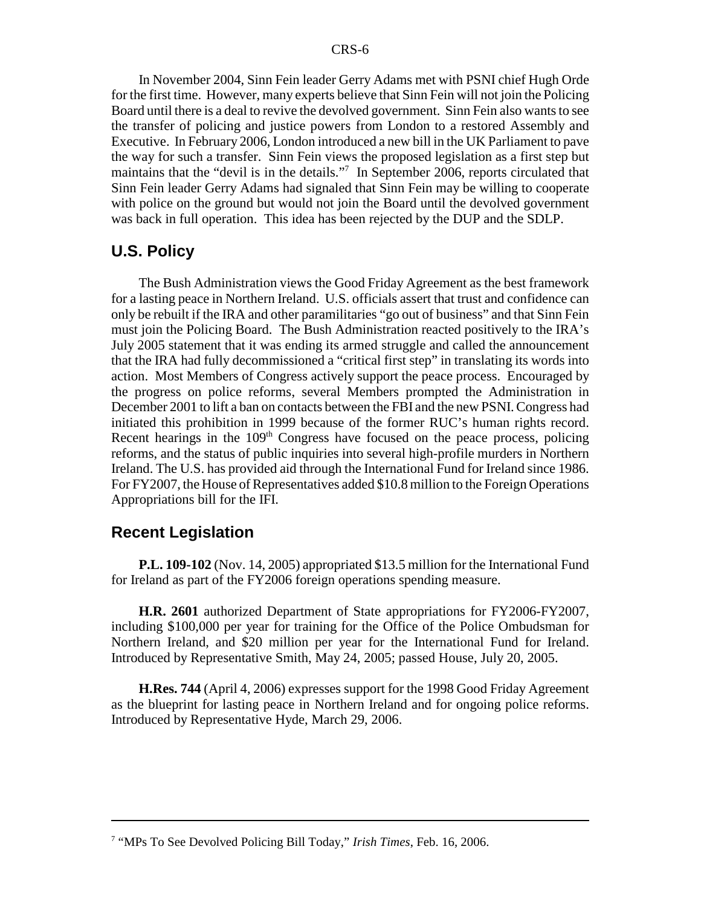In November 2004, Sinn Fein leader Gerry Adams met with PSNI chief Hugh Orde for the first time. However, many experts believe that Sinn Fein will not join the Policing Board until there is a deal to revive the devolved government. Sinn Fein also wants to see the transfer of policing and justice powers from London to a restored Assembly and Executive. In February 2006, London introduced a new bill in the UK Parliament to pave the way for such a transfer. Sinn Fein views the proposed legislation as a first step but maintains that the "devil is in the details."[7] In September 2006, reports circulated that Sinn Fein leader Gerry Adams had signaled that Sinn Fein may be willing to cooperate with police on the ground but would not join the Board until the devolved government was back in full operation. This idea has been rejected by the DUP and the SDLP.

## U.S. Policy

The Bush Administration views the Good Friday Agreement as the best framework for a lasting peace in Northern Ireland. U.S. officials assert that trust and confidence can only be rebuilt if the IRA and other paramilitaries "go out of business" and that Sinn Fein must join the Policing Board. The Bush Administration reacted positively to the IRA's July 2005 statement that it was ending its armed struggle and called the announcement that the IRA had fully decommissioned a "critical first step" in translating its words into action. Most Members of Congress actively support the peace process. Encouraged by the progress on police reforms, several Members prompted the Administration in December 2001 to lift a ban on contacts between the FBI and the new PSNI. Congress had initiated this prohibition in 1999 because of the former RUC's human rights record. Recent hearings in the 109th Congress have focused on the peace process, policing reforms, and the status of public inquiries into several high-profile murders in Northern Ireland. The U.S. has provided aid through the International Fund for Ireland since 1986. For FY2007, the House of Representatives added $10.8 million to the Foreign Operations Appropriations bill for the IFI.

## Recent Legislation

**P.L. 109-102** (Nov. 14, 2005) appropriated $13.5 million for the International Fund for Ireland as part of the FY2006 foreign operations spending measure.

**H.R. 2601** authorized Department of State appropriations for FY2006-FY2007, including $100,000 per year for training for the Office of the Police Ombudsman for Northern Ireland, and $20 million per year for the International Fund for Ireland. Introduced by Representative Smith, May 24, 2005; passed House, July 20, 2005.

**H.Res. 744** (April 4, 2006) expresses support for the 1998 Good Friday Agreement as the blueprint for lasting peace in Northern Ireland and for ongoing police reforms. Introduced by Representative Hyde, March 29, 2006.

---

[7] "MPs To See Devolved Policing Bill Today," *Irish Times*, Feb. 16, 2006.